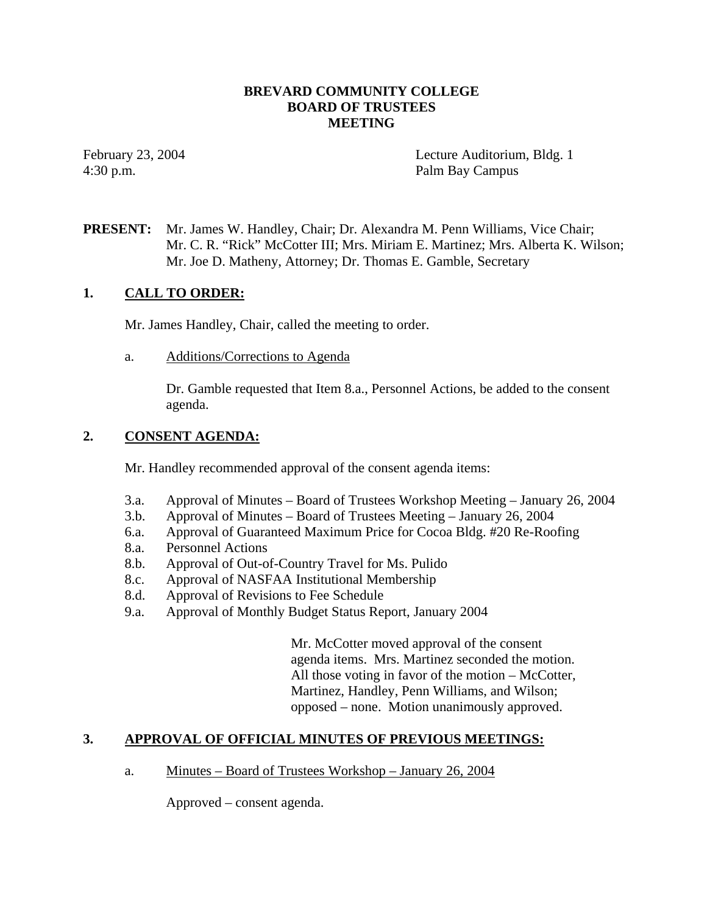# BREVARD COMMUNITY COLLEGE
# BOARD OF TRUSTEES
# MEETING

February 23, 2004
4:30 p.m.

Lecture Auditorium, Bldg. 1
Palm Bay Campus

**PRESENT:** Mr. James W. Handley, Chair; Dr. Alexandra M. Penn Williams, Vice Chair; Mr. C. R. "Rick" McCotter III; Mrs. Miriam E. Martinez; Mrs. Alberta K. Wilson; Mr. Joe D. Matheny, Attorney; Dr. Thomas E. Gamble, Secretary

## 1. CALL TO ORDER:

Mr. James Handley, Chair, called the meeting to order.

a. Additions/Corrections to Agenda

Dr. Gamble requested that Item 8.a., Personnel Actions, be added to the consent agenda.

## 2. CONSENT AGENDA:

Mr. Handley recommended approval of the consent agenda items:

- 3.a. Approval of Minutes – Board of Trustees Workshop Meeting – January 26, 2004
- 3.b. Approval of Minutes – Board of Trustees Meeting – January 26, 2004
- 6.a. Approval of Guaranteed Maximum Price for Cocoa Bldg. #20 Re-Roofing
- 8.a. Personnel Actions
- 8.b. Approval of Out-of-Country Travel for Ms. Pulido
- 8.c. Approval of NASFAA Institutional Membership
- 8.d. Approval of Revisions to Fee Schedule
- 9.a. Approval of Monthly Budget Status Report, January 2004

Mr. McCotter moved approval of the consent agenda items. Mrs. Martinez seconded the motion. All those voting in favor of the motion – McCotter, Martinez, Handley, Penn Williams, and Wilson; opposed – none. Motion unanimously approved.

## 3. APPROVAL OF OFFICIAL MINUTES OF PREVIOUS MEETINGS:

a. Minutes – Board of Trustees Workshop – January 26, 2004

Approved – consent agenda.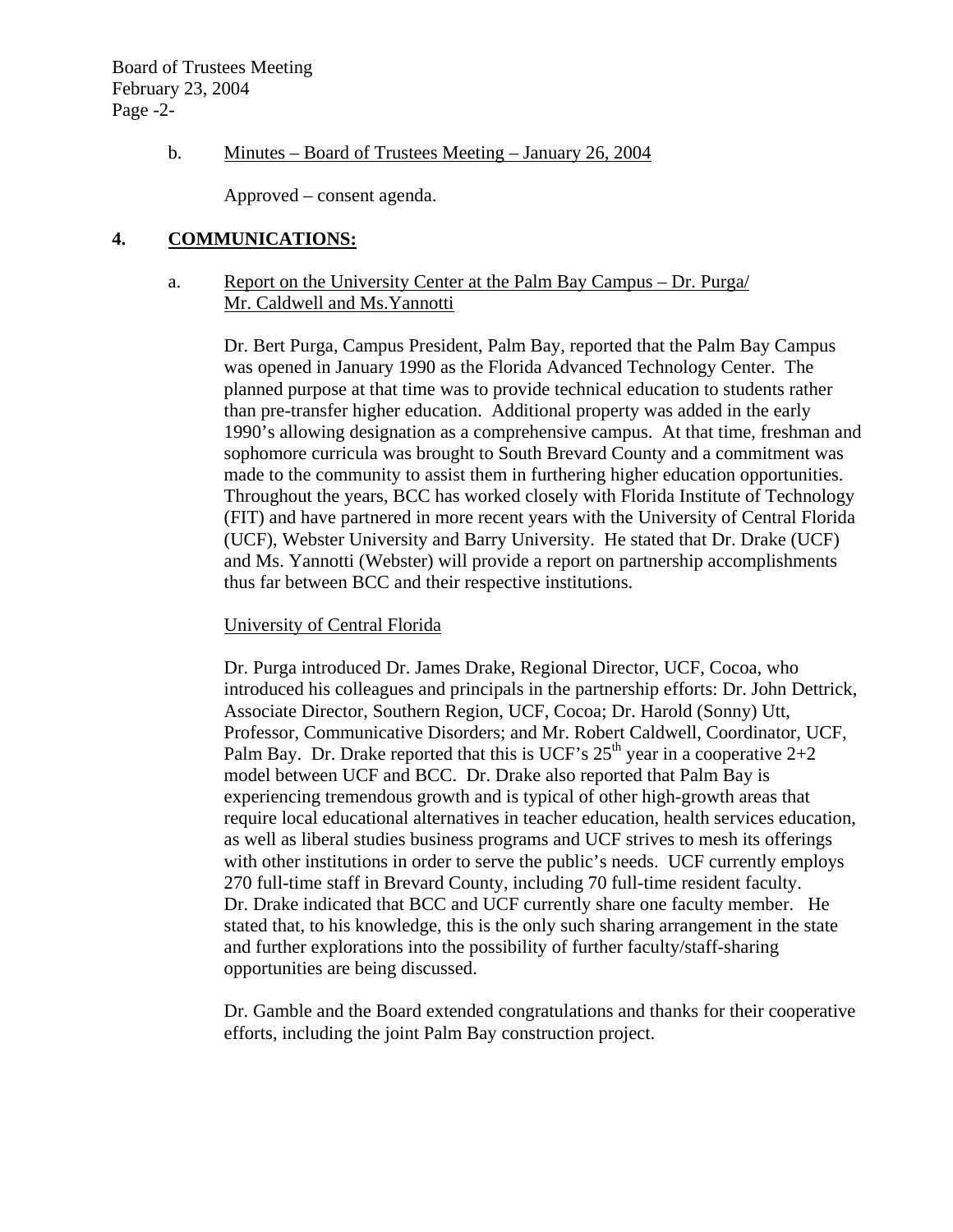b. Minutes – Board of Trustees Meeting – January 26, 2004

Approved – consent agenda.

**4. COMMUNICATIONS:**

a. Report on the University Center at the Palm Bay Campus – Dr. Purga/ Mr. Caldwell and Ms.Yannotti

Dr. Bert Purga, Campus President, Palm Bay, reported that the Palm Bay Campus was opened in January 1990 as the Florida Advanced Technology Center. The planned purpose at that time was to provide technical education to students rather than pre-transfer higher education. Additional property was added in the early 1990's allowing designation as a comprehensive campus. At that time, freshman and sophomore curricula was brought to South Brevard County and a commitment was made to the community to assist them in furthering higher education opportunities. Throughout the years, BCC has worked closely with Florida Institute of Technology (FIT) and have partnered in more recent years with the University of Central Florida (UCF), Webster University and Barry University. He stated that Dr. Drake (UCF) and Ms. Yannotti (Webster) will provide a report on partnership accomplishments thus far between BCC and their respective institutions.

University of Central Florida

Dr. Purga introduced Dr. James Drake, Regional Director, UCF, Cocoa, who introduced his colleagues and principals in the partnership efforts: Dr. John Dettrick, Associate Director, Southern Region, UCF, Cocoa; Dr. Harold (Sonny) Utt, Professor, Communicative Disorders; and Mr. Robert Caldwell, Coordinator, UCF, Palm Bay. Dr. Drake reported that this is UCF's 25th year in a cooperative 2+2 model between UCF and BCC. Dr. Drake also reported that Palm Bay is experiencing tremendous growth and is typical of other high-growth areas that require local educational alternatives in teacher education, health services education, as well as liberal studies business programs and UCF strives to mesh its offerings with other institutions in order to serve the public's needs. UCF currently employs 270 full-time staff in Brevard County, including 70 full-time resident faculty. Dr. Drake indicated that BCC and UCF currently share one faculty member. He stated that, to his knowledge, this is the only such sharing arrangement in the state and further explorations into the possibility of further faculty/staff-sharing opportunities are being discussed.

Dr. Gamble and the Board extended congratulations and thanks for their cooperative efforts, including the joint Palm Bay construction project.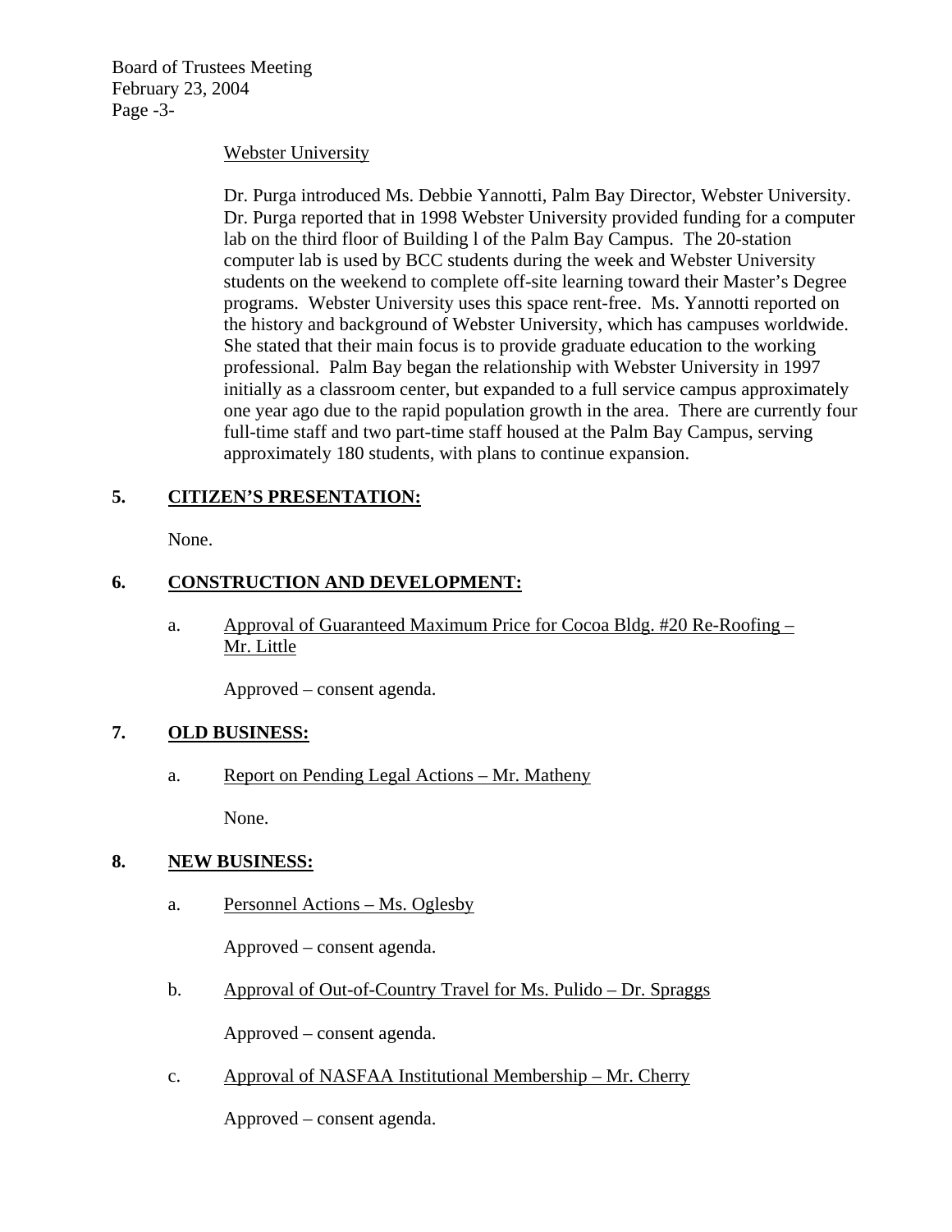Webster University

Dr. Purga introduced Ms. Debbie Yannotti, Palm Bay Director, Webster University. Dr. Purga reported that in 1998 Webster University provided funding for a computer lab on the third floor of Building l of the Palm Bay Campus. The 20-station computer lab is used by BCC students during the week and Webster University students on the weekend to complete off-site learning toward their Master's Degree programs. Webster University uses this space rent-free. Ms. Yannotti reported on the history and background of Webster University, which has campuses worldwide. She stated that their main focus is to provide graduate education to the working professional. Palm Bay began the relationship with Webster University in 1997 initially as a classroom center, but expanded to a full service campus approximately one year ago due to the rapid population growth in the area. There are currently four full-time staff and two part-time staff housed at the Palm Bay Campus, serving approximately 180 students, with plans to continue expansion.

## 5. CITIZEN'S PRESENTATION:

None.

## 6. CONSTRUCTION AND DEVELOPMENT:

a. Approval of Guaranteed Maximum Price for Cocoa Bldg. #20 Re-Roofing – Mr. Little

Approved – consent agenda.

## 7. OLD BUSINESS:

a. Report on Pending Legal Actions – Mr. Matheny

None.

## 8. NEW BUSINESS:

a. Personnel Actions – Ms. Oglesby

Approved – consent agenda.

b. Approval of Out-of-Country Travel for Ms. Pulido – Dr. Spraggs

Approved – consent agenda.

c. Approval of NASFAA Institutional Membership – Mr. Cherry

Approved – consent agenda.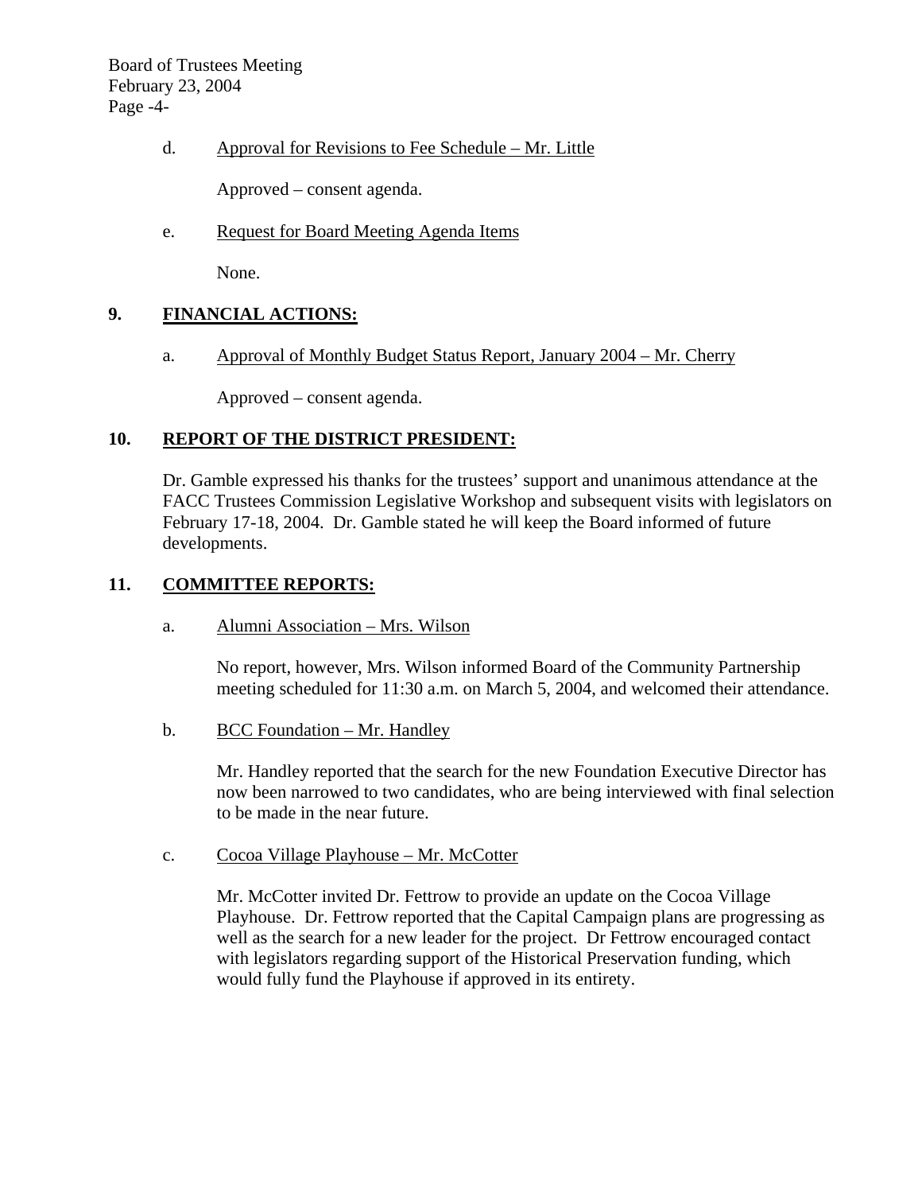d. Approval for Revisions to Fee Schedule – Mr. Little

Approved – consent agenda.

e. Request for Board Meeting Agenda Items

None.

## 9. FINANCIAL ACTIONS:

a. Approval of Monthly Budget Status Report, January 2004 – Mr. Cherry

Approved – consent agenda.

## 10. REPORT OF THE DISTRICT PRESIDENT:

Dr. Gamble expressed his thanks for the trustees' support and unanimous attendance at the FACC Trustees Commission Legislative Workshop and subsequent visits with legislators on February 17-18, 2004. Dr. Gamble stated he will keep the Board informed of future developments.

## 11. COMMITTEE REPORTS:

a. Alumni Association – Mrs. Wilson

No report, however, Mrs. Wilson informed Board of the Community Partnership meeting scheduled for 11:30 a.m. on March 5, 2004, and welcomed their attendance.

b. BCC Foundation – Mr. Handley

Mr. Handley reported that the search for the new Foundation Executive Director has now been narrowed to two candidates, who are being interviewed with final selection to be made in the near future.

c. Cocoa Village Playhouse – Mr. McCotter

Mr. McCotter invited Dr. Fettrow to provide an update on the Cocoa Village Playhouse. Dr. Fettrow reported that the Capital Campaign plans are progressing as well as the search for a new leader for the project. Dr Fettrow encouraged contact with legislators regarding support of the Historical Preservation funding, which would fully fund the Playhouse if approved in its entirety.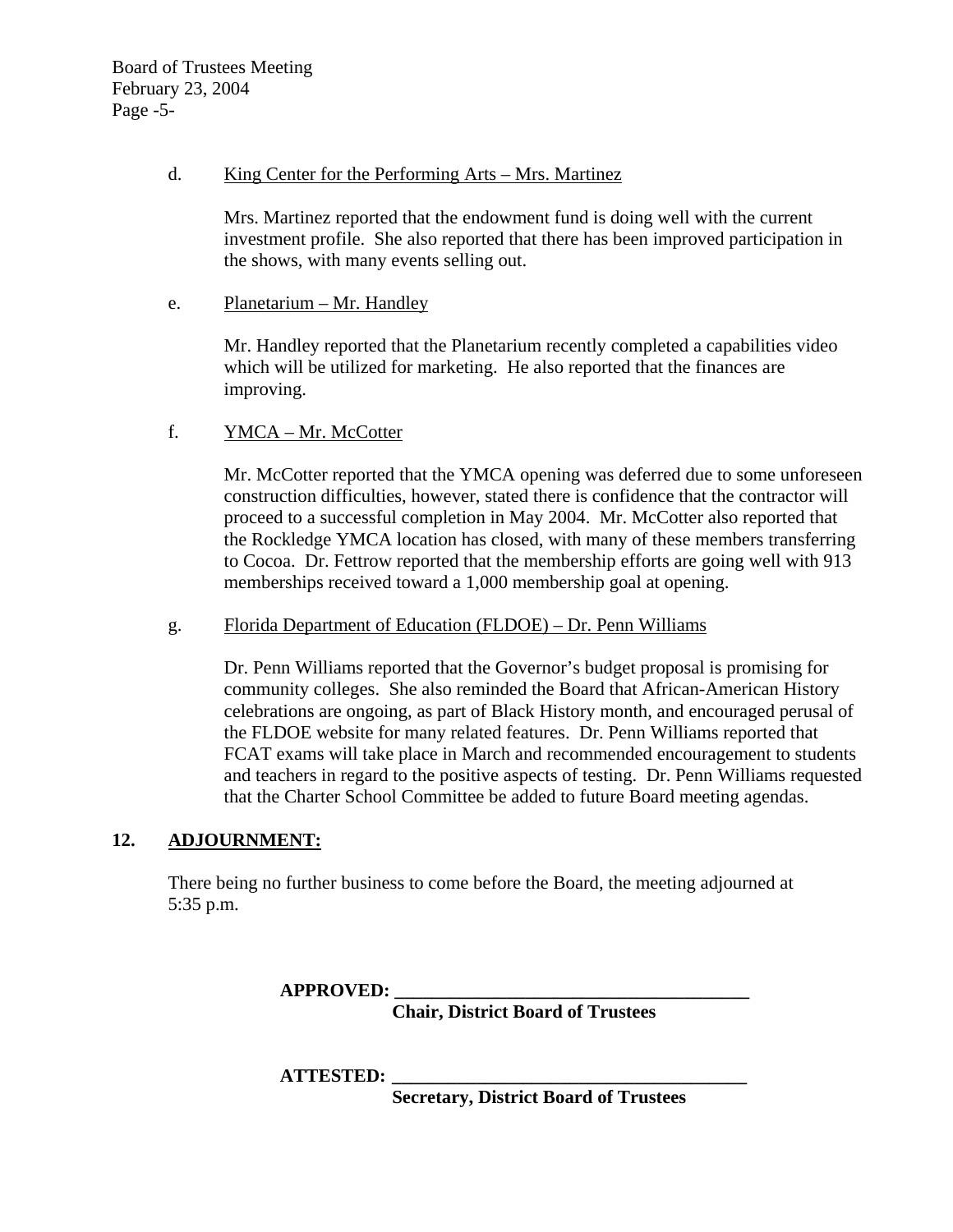d. <u>King Center for the Performing Arts – Mrs. Martinez</u>

Mrs. Martinez reported that the endowment fund is doing well with the current investment profile. She also reported that there has been improved participation in the shows, with many events selling out.

e. <u>Planetarium – Mr. Handley</u>

Mr. Handley reported that the Planetarium recently completed a capabilities video which will be utilized for marketing. He also reported that the finances are improving.

f. <u>YMCA – Mr. McCotter</u>

Mr. McCotter reported that the YMCA opening was deferred due to some unforeseen construction difficulties, however, stated there is confidence that the contractor will proceed to a successful completion in May 2004. Mr. McCotter also reported that the Rockledge YMCA location has closed, with many of these members transferring to Cocoa. Dr. Fettrow reported that the membership efforts are going well with 913 memberships received toward a 1,000 membership goal at opening.

g. <u>Florida Department of Education (FLDOE) – Dr. Penn Williams</u>

Dr. Penn Williams reported that the Governor's budget proposal is promising for community colleges. She also reminded the Board that African-American History celebrations are ongoing, as part of Black History month, and encouraged perusal of the FLDOE website for many related features. Dr. Penn Williams reported that FCAT exams will take place in March and recommended encouragement to students and teachers in regard to the positive aspects of testing. Dr. Penn Williams requested that the Charter School Committee be added to future Board meeting agendas.

## 12. ADJOURNMENT:

There being no further business to come before the Board, the meeting adjourned at 5:35 p.m.

**APPROVED: \_\_\_\_\_\_\_\_\_\_\_\_\_\_\_\_\_\_\_\_\_\_\_\_\_\_\_\_\_\_\_\_\_\_\_\_\_\_**
**Chair, District Board of Trustees**

**ATTESTED: \_\_\_\_\_\_\_\_\_\_\_\_\_\_\_\_\_\_\_\_\_\_\_\_\_\_\_\_\_\_\_\_\_\_\_\_\_\_**
**Secretary, District Board of Trustees**